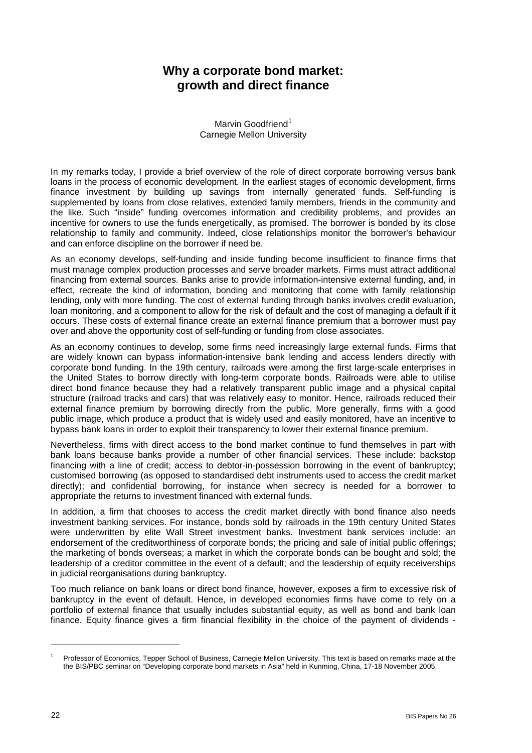# Why a corporate bond market: growth and direct finance

Marvin Goodfriend[1]
Carnegie Mellon University

In my remarks today, I provide a brief overview of the role of direct corporate borrowing versus bank loans in the process of economic development. In the earliest stages of economic development, firms finance investment by building up savings from internally generated funds. Self-funding is supplemented by loans from close relatives, extended family members, friends in the community and the like. Such "inside" funding overcomes information and credibility problems, and provides an incentive for owners to use the funds energetically, as promised. The borrower is bonded by its close relationship to family and community. Indeed, close relationships monitor the borrower's behaviour and can enforce discipline on the borrower if need be.

As an economy develops, self-funding and inside funding become insufficient to finance firms that must manage complex production processes and serve broader markets. Firms must attract additional financing from external sources. Banks arise to provide information-intensive external funding, and, in effect, recreate the kind of information, bonding and monitoring that come with family relationship lending, only with more funding. The cost of external funding through banks involves credit evaluation, loan monitoring, and a component to allow for the risk of default and the cost of managing a default if it occurs. These costs of external finance create an external finance premium that a borrower must pay over and above the opportunity cost of self-funding or funding from close associates.

As an economy continues to develop, some firms need increasingly large external funds. Firms that are widely known can bypass information-intensive bank lending and access lenders directly with corporate bond funding. In the 19th century, railroads were among the first large-scale enterprises in the United States to borrow directly with long-term corporate bonds. Railroads were able to utilise direct bond finance because they had a relatively transparent public image and a physical capital structure (railroad tracks and cars) that was relatively easy to monitor. Hence, railroads reduced their external finance premium by borrowing directly from the public. More generally, firms with a good public image, which produce a product that is widely used and easily monitored, have an incentive to bypass bank loans in order to exploit their transparency to lower their external finance premium.

Nevertheless, firms with direct access to the bond market continue to fund themselves in part with bank loans because banks provide a number of other financial services. These include: backstop financing with a line of credit; access to debtor-in-possession borrowing in the event of bankruptcy; customised borrowing (as opposed to standardised debt instruments used to access the credit market directly); and confidential borrowing, for instance when secrecy is needed for a borrower to appropriate the returns to investment financed with external funds.

In addition, a firm that chooses to access the credit market directly with bond finance also needs investment banking services. For instance, bonds sold by railroads in the 19th century United States were underwritten by elite Wall Street investment banks. Investment bank services include: an endorsement of the creditworthiness of corporate bonds; the pricing and sale of initial public offerings; the marketing of bonds overseas; a market in which the corporate bonds can be bought and sold; the leadership of a creditor committee in the event of a default; and the leadership of equity receiverships in judicial reorganisations during bankruptcy.

Too much reliance on bank loans or direct bond finance, however, exposes a firm to excessive risk of bankruptcy in the event of default. Hence, in developed economies firms have come to rely on a portfolio of external finance that usually includes substantial equity, as well as bond and bank loan finance. Equity finance gives a firm financial flexibility in the choice of the payment of dividends -

[1] Professor of Economics, Tepper School of Business, Carnegie Mellon University. This text is based on remarks made at the the BIS/PBC seminar on "Developing corporate bond markets in Asia" held in Kunming, China, 17-18 November 2005.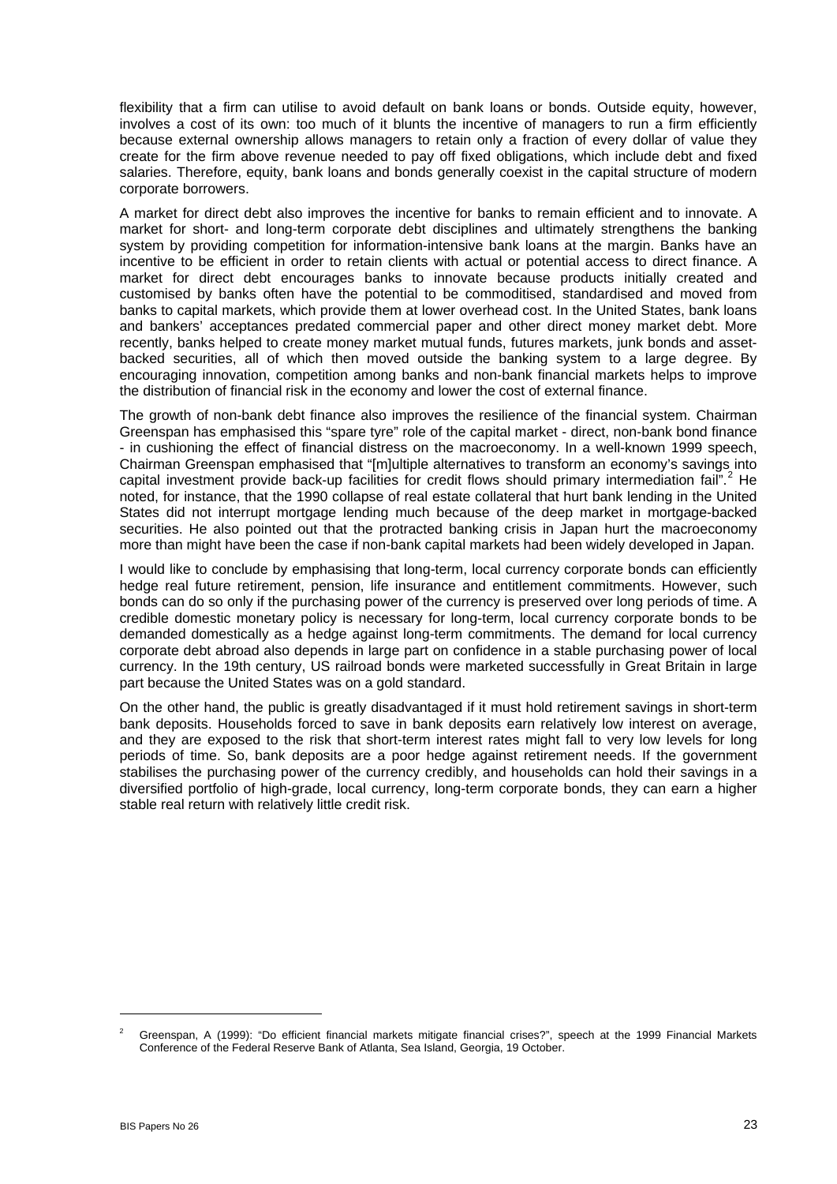flexibility that a firm can utilise to avoid default on bank loans or bonds. Outside equity, however, involves a cost of its own: too much of it blunts the incentive of managers to run a firm efficiently because external ownership allows managers to retain only a fraction of every dollar of value they create for the firm above revenue needed to pay off fixed obligations, which include debt and fixed salaries. Therefore, equity, bank loans and bonds generally coexist in the capital structure of modern corporate borrowers.

A market for direct debt also improves the incentive for banks to remain efficient and to innovate. A market for short- and long-term corporate debt disciplines and ultimately strengthens the banking system by providing competition for information-intensive bank loans at the margin. Banks have an incentive to be efficient in order to retain clients with actual or potential access to direct finance. A market for direct debt encourages banks to innovate because products initially created and customised by banks often have the potential to be commoditised, standardised and moved from banks to capital markets, which provide them at lower overhead cost. In the United States, bank loans and bankers' acceptances predated commercial paper and other direct money market debt. More recently, banks helped to create money market mutual funds, futures markets, junk bonds and asset-backed securities, all of which then moved outside the banking system to a large degree. By encouraging innovation, competition among banks and non-bank financial markets helps to improve the distribution of financial risk in the economy and lower the cost of external finance.

The growth of non-bank debt finance also improves the resilience of the financial system. Chairman Greenspan has emphasised this "spare tyre" role of the capital market - direct, non-bank bond finance - in cushioning the effect of financial distress on the macroeconomy. In a well-known 1999 speech, Chairman Greenspan emphasised that "[m]ultiple alternatives to transform an economy's savings into capital investment provide back-up facilities for credit flows should primary intermediation fail".[2] He noted, for instance, that the 1990 collapse of real estate collateral that hurt bank lending in the United States did not interrupt mortgage lending much because of the deep market in mortgage-backed securities. He also pointed out that the protracted banking crisis in Japan hurt the macroeconomy more than might have been the case if non-bank capital markets had been widely developed in Japan.

I would like to conclude by emphasising that long-term, local currency corporate bonds can efficiently hedge real future retirement, pension, life insurance and entitlement commitments. However, such bonds can do so only if the purchasing power of the currency is preserved over long periods of time. A credible domestic monetary policy is necessary for long-term, local currency corporate bonds to be demanded domestically as a hedge against long-term commitments. The demand for local currency corporate debt abroad also depends in large part on confidence in a stable purchasing power of local currency. In the 19th century, US railroad bonds were marketed successfully in Great Britain in large part because the United States was on a gold standard.

On the other hand, the public is greatly disadvantaged if it must hold retirement savings in short-term bank deposits. Households forced to save in bank deposits earn relatively low interest on average, and they are exposed to the risk that short-term interest rates might fall to very low levels for long periods of time. So, bank deposits are a poor hedge against retirement needs. If the government stabilises the purchasing power of the currency credibly, and households can hold their savings in a diversified portfolio of high-grade, local currency, long-term corporate bonds, they can earn a higher stable real return with relatively little credit risk.

---

[2] Greenspan, A (1999): "Do efficient financial markets mitigate financial crises?", speech at the 1999 Financial Markets Conference of the Federal Reserve Bank of Atlanta, Sea Island, Georgia, 19 October.